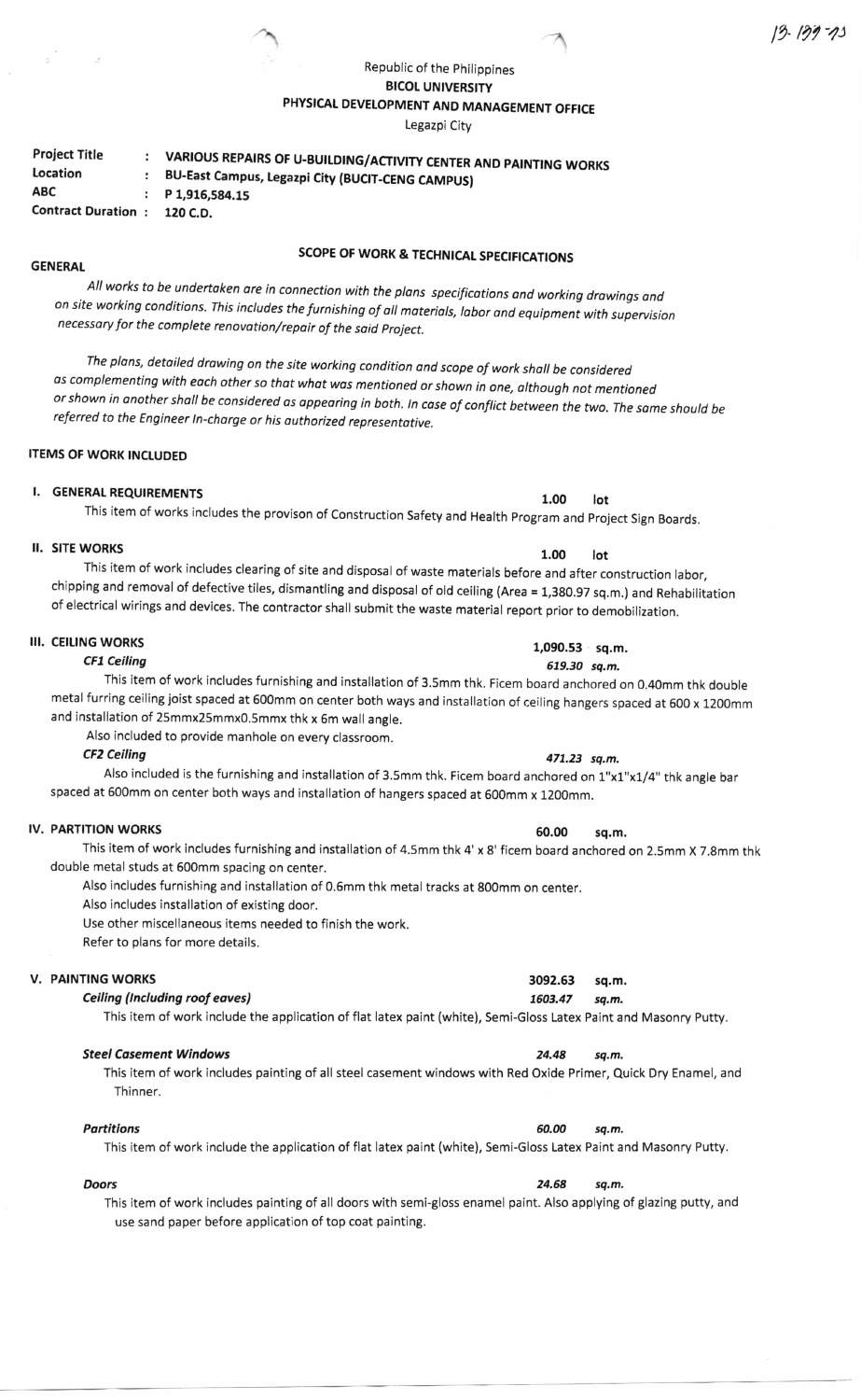13-199-13

Republic of the Philippines
**BICOL UNIVERSITY**
**PHYSICAL DEVELOPMENT AND MANAGEMENT OFFICE**
Legazpi City

| | | |
|---|---|---|
| **Project Title** | : | **VARIOUS REPAIRS OF U-BUILDING/ACTIVITY CENTER AND PAINTING WORKS** |
| **Location** | : | **BU-East Campus, Legazpi City (BUCIT-CENG CAMPUS)** |
| **ABC** | : | **P 1,916,584.15** |
| **Contract Duration** | : | **120 C.D.** |

## SCOPE OF WORK & TECHNICAL SPECIFICATIONS

**GENERAL**

*All works to be undertaken are in connection with the plans specifications and working drawings and on site working conditions. This includes the furnishing of all materials, labor and equipment with supervision necessary for the complete renovation/repair of the said Project.*

*The plans, detailed drawing on the site working condition and scope of work shall be considered as complementing with each other so that what was mentioned or shown in one, although not mentioned or shown in another shall be considered as appearing in both. In case of conflict between the two. The same should be referred to the Engineer In-charge or his authorized representative.*

**ITEMS OF WORK INCLUDED**

**I. GENERAL REQUIREMENTS** — **1.00 lot**

This item of works includes the provison of Construction Safety and Health Program and Project Sign Boards.

**II. SITE WORKS** — **1.00 lot**

This item of work includes clearing of site and disposal of waste materials before and after construction labor, chipping and removal of defective tiles, dismantling and disposal of old ceiling (Area = 1,380.97 sq.m.) and Rehabilitation of electrical wirings and devices. The contractor shall submit the waste material report prior to demobilization.

**III. CEILING WORKS** — **1,090.53 sq.m.**

***CF1 Ceiling*** — ***619.30 sq.m.***

This item of work includes furnishing and installation of 3.5mm thk. Ficem board anchored on 0.40mm thk double metal furring ceiling joist spaced at 600mm on center both ways and installation of ceiling hangers spaced at 600 x 1200mm and installation of 25mmx25mmx0.5mmx thk x 6m wall angle.

Also included to provide manhole on every classroom.

***CF2 Ceiling*** — ***471.23 sq.m.***

Also included is the furnishing and installation of 3.5mm thk. Ficem board anchored on 1"x1"x1/4" thk angle bar spaced at 600mm on center both ways and installation of hangers spaced at 600mm x 1200mm.

**IV. PARTITION WORKS** — **60.00 sq.m.**

This item of work includes furnishing and installation of 4.5mm thk 4' x 8' ficem board anchored on 2.5mm X 7.8mm thk double metal studs at 600mm spacing on center.

Also includes furnishing and installation of 0.6mm thk metal tracks at 800mm on center.

Also includes installation of existing door.

Use other miscellaneous items needed to finish the work.

Refer to plans for more details.

**V. PAINTING WORKS** — **3092.63 sq.m.**

***Ceiling (Including roof eaves)*** — ***1603.47 sq.m.***

This item of work include the application of flat latex paint (white), Semi-Gloss Latex Paint and Masonry Putty.

***Steel Casement Windows*** — ***24.48 sq.m.***

This item of work includes painting of all steel casement windows with Red Oxide Primer, Quick Dry Enamel, and Thinner.

***Partitions*** — ***60.00 sq.m.***

This item of work include the application of flat latex paint (white), Semi-Gloss Latex Paint and Masonry Putty.

***Doors*** — ***24.68 sq.m.***

This item of work includes painting of all doors with semi-gloss enamel paint. Also applying of glazing putty, and use sand paper before application of top coat painting.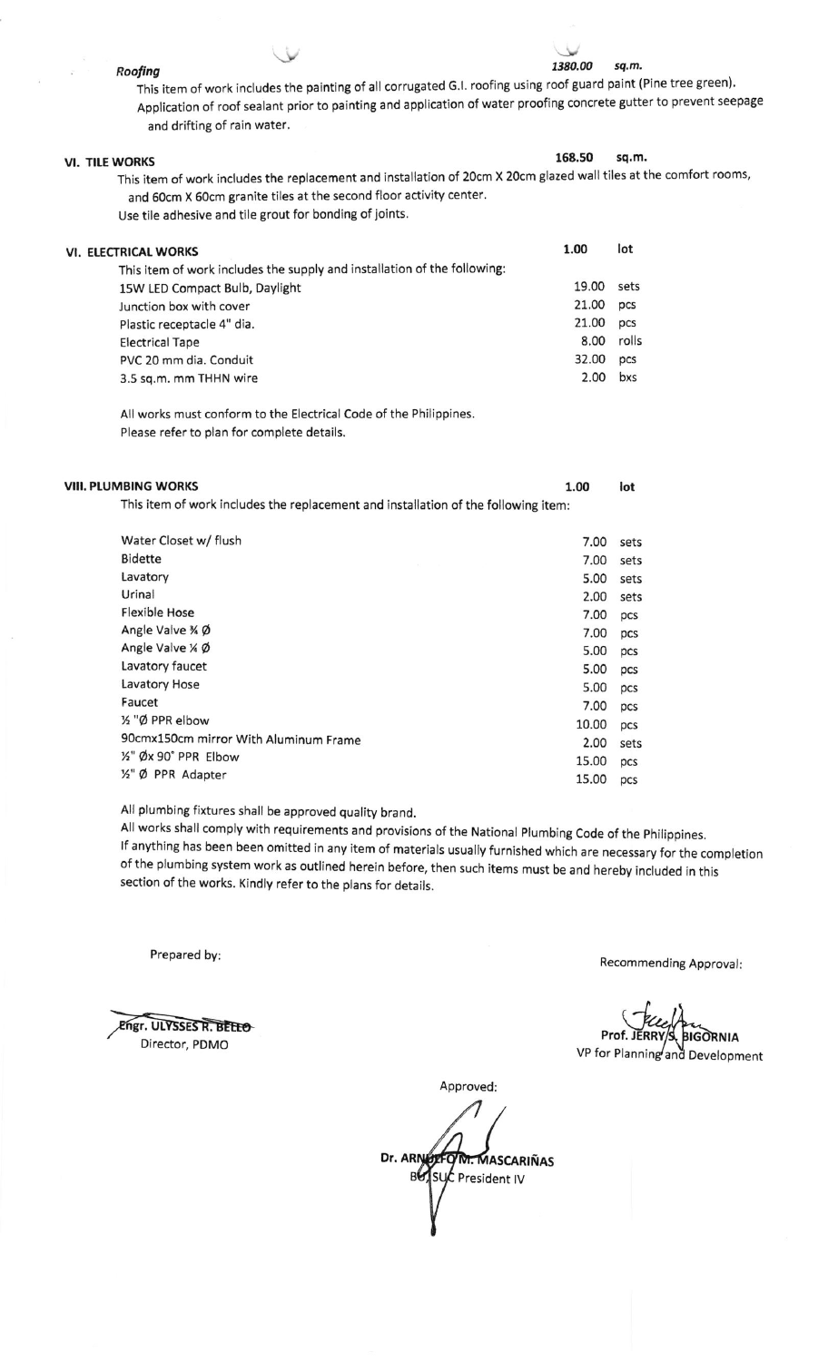***Roofing*** ***1380.00 sq.m.***

This item of work includes the painting of all corrugated G.I. roofing using roof guard paint (Pine tree green). Application of roof sealant prior to painting and application of water proofing concrete gutter to prevent seepage and drifting of rain water.

**VI. TILE WORKS** **168.50 sq.m.**

This item of work includes the replacement and installation of 20cm X 20cm glazed wall tiles at the comfort rooms, and 60cm X 60cm granite tiles at the second floor activity center.

Use tile adhesive and tile grout for bonding of joints.

**VI. ELECTRICAL WORKS** **1.00 lot**

This item of work includes the supply and installation of the following:

| | | |
|---|---|---|
| 15W LED Compact Bulb, Daylight | 19.00 | sets |
| Junction box with cover | 21.00 | pcs |
| Plastic receptacle 4" dia. | 21.00 | pcs |
| Electrical Tape | 8.00 | rolls |
| PVC 20 mm dia. Conduit | 32.00 | pcs |
| 3.5 sq.m. mm THHN wire | 2.00 | bxs |

All works must conform to the Electrical Code of the Philippines.
Please refer to plan for complete details.

**VIII. PLUMBING WORKS** **1.00 lot**

This item of work includes the replacement and installation of the following item:

| | | |
|---|---|---|
| Water Closet w/ flush | 7.00 | sets |
| Bidette | 7.00 | sets |
| Lavatory | 5.00 | sets |
| Urinal | 2.00 | sets |
| Flexible Hose | 7.00 | pcs |
| Angle Valve ¾ Ø | 7.00 | pcs |
| Angle Valve ¼ Ø | 5.00 | pcs |
| Lavatory faucet | 5.00 | pcs |
| Lavatory Hose | 5.00 | pcs |
| Faucet | 7.00 | pcs |
| ½ "Ø PPR elbow | 10.00 | pcs |
| 90cmx150cm mirror With Aluminum Frame | 2.00 | sets |
| ½" Øx 90° PPR Elbow | 15.00 | pcs |
| ½" Ø PPR Adapter | 15.00 | pcs |

All plumbing fixtures shall be approved quality brand.

All works shall comply with requirements and provisions of the National Plumbing Code of the Philippines.

If anything has been been omitted in any item of materials usually furnished which are necessary for the completion of the plumbing system work as outlined herein before, then such items must be and hereby included in this section of the works. Kindly refer to the plans for details.

Prepared by:

**Engr. ULYSSES R. BELLO**
Director, PDMO

Recommending Approval:

**Prof. JERRY S. BIGORNIA**
VP for Planning and Development

Approved:

**Dr. ARNULFO M. MASCARIÑAS**
BU SUC President IV